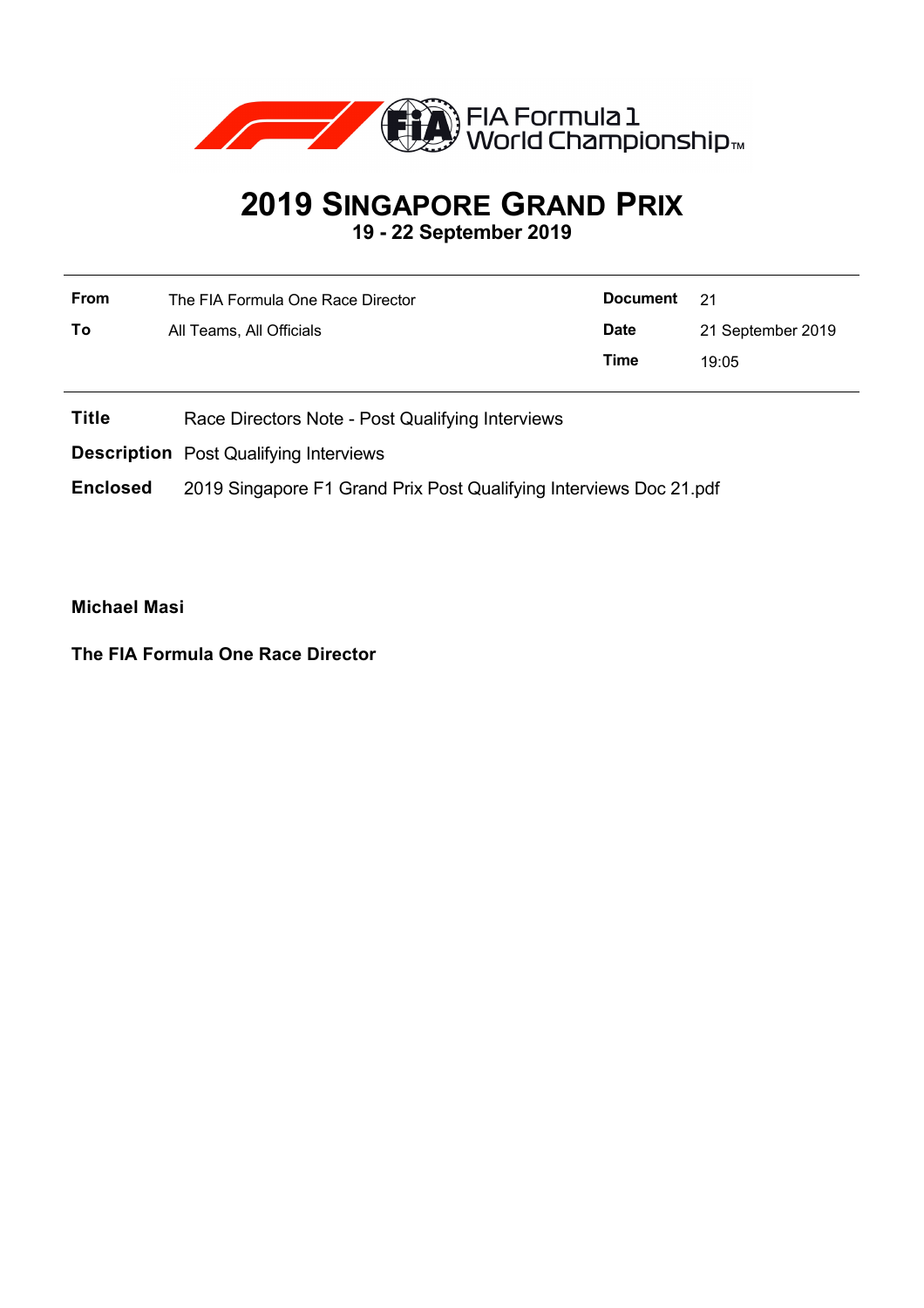FIA Formula 1 World Championship™

# 2019 SINGAPORE GRAND PRIX

**19 - 22 September 2019**

| | | | |
|---|---|---|---|
| **From** | The FIA Formula One Race Director | **Document** | 21 |
| **To** | All Teams, All Officials | **Date** | 21 September 2019 |
| | | **Time** | 19:05 |

**Title** Race Directors Note - Post Qualifying Interviews

**Description** Post Qualifying Interviews

**Enclosed** 2019 Singapore F1 Grand Prix Post Qualifying Interviews Doc 21.pdf

**Michael Masi**

**The FIA Formula One Race Director**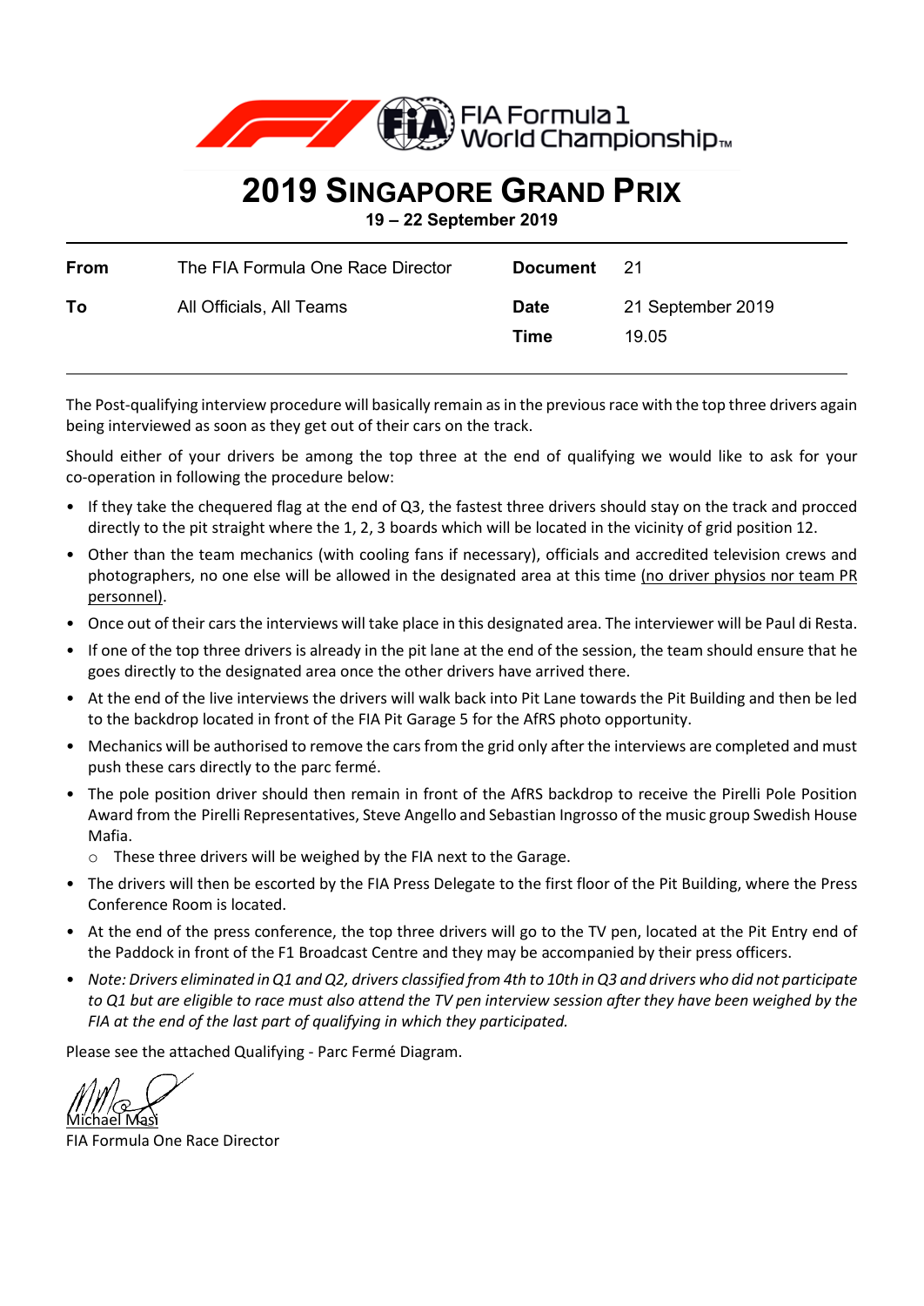# 2019 SINGAPORE GRAND PRIX

**19 – 22 September 2019**

| **From** | The FIA Formula One Race Director | **Document** | 21 |
|---|---|---|---|
| **To** | All Officials, All Teams | **Date** | 21 September 2019 |
| | | **Time** | 19.05 |

The Post-qualifying interview procedure will basically remain as in the previous race with the top three drivers again being interviewed as soon as they get out of their cars on the track.

Should either of your drivers be among the top three at the end of qualifying we would like to ask for your co-operation in following the procedure below:

- If they take the chequered flag at the end of Q3, the fastest three drivers should stay on the track and procced directly to the pit straight where the 1, 2, 3 boards which will be located in the vicinity of grid position 12.
- Other than the team mechanics (with cooling fans if necessary), officials and accredited television crews and photographers, no one else will be allowed in the designated area at this time (no driver physios nor team PR personnel).
- Once out of their cars the interviews will take place in this designated area. The interviewer will be Paul di Resta.
- If one of the top three drivers is already in the pit lane at the end of the session, the team should ensure that he goes directly to the designated area once the other drivers have arrived there.
- At the end of the live interviews the drivers will walk back into Pit Lane towards the Pit Building and then be led to the backdrop located in front of the FIA Pit Garage 5 for the AfRS photo opportunity.
- Mechanics will be authorised to remove the cars from the grid only after the interviews are completed and must push these cars directly to the parc fermé.
- The pole position driver should then remain in front of the AfRS backdrop to receive the Pirelli Pole Position Award from the Pirelli Representatives, Steve Angello and Sebastian Ingrosso of the music group Swedish House Mafia.
  - These three drivers will be weighed by the FIA next to the Garage.
- The drivers will then be escorted by the FIA Press Delegate to the first floor of the Pit Building, where the Press Conference Room is located.
- At the end of the press conference, the top three drivers will go to the TV pen, located at the Pit Entry end of the Paddock in front of the F1 Broadcast Centre and they may be accompanied by their press officers.
- *Note: Drivers eliminated in Q1 and Q2, drivers classified from 4th to 10th in Q3 and drivers who did not participate to Q1 but are eligible to race must also attend the TV pen interview session after they have been weighed by the FIA at the end of the last part of qualifying in which they participated.*

Please see the attached Qualifying - Parc Fermé Diagram.

Michael Masi
FIA Formula One Race Director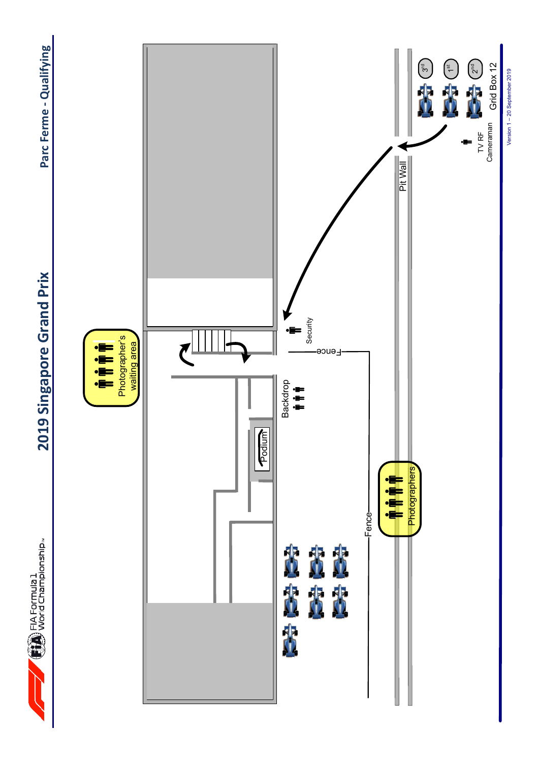# 2019 Singapore Grand Prix

## Parc Ferme - Qualifying

Photographer's waiting area

Podium

Backdrop

Security

Fence

Fence

Photographers

Pit Wall

3rd

1st

2nd

Grid Box 12

TV RF Cameraman

Version 1 – 20 September 2019